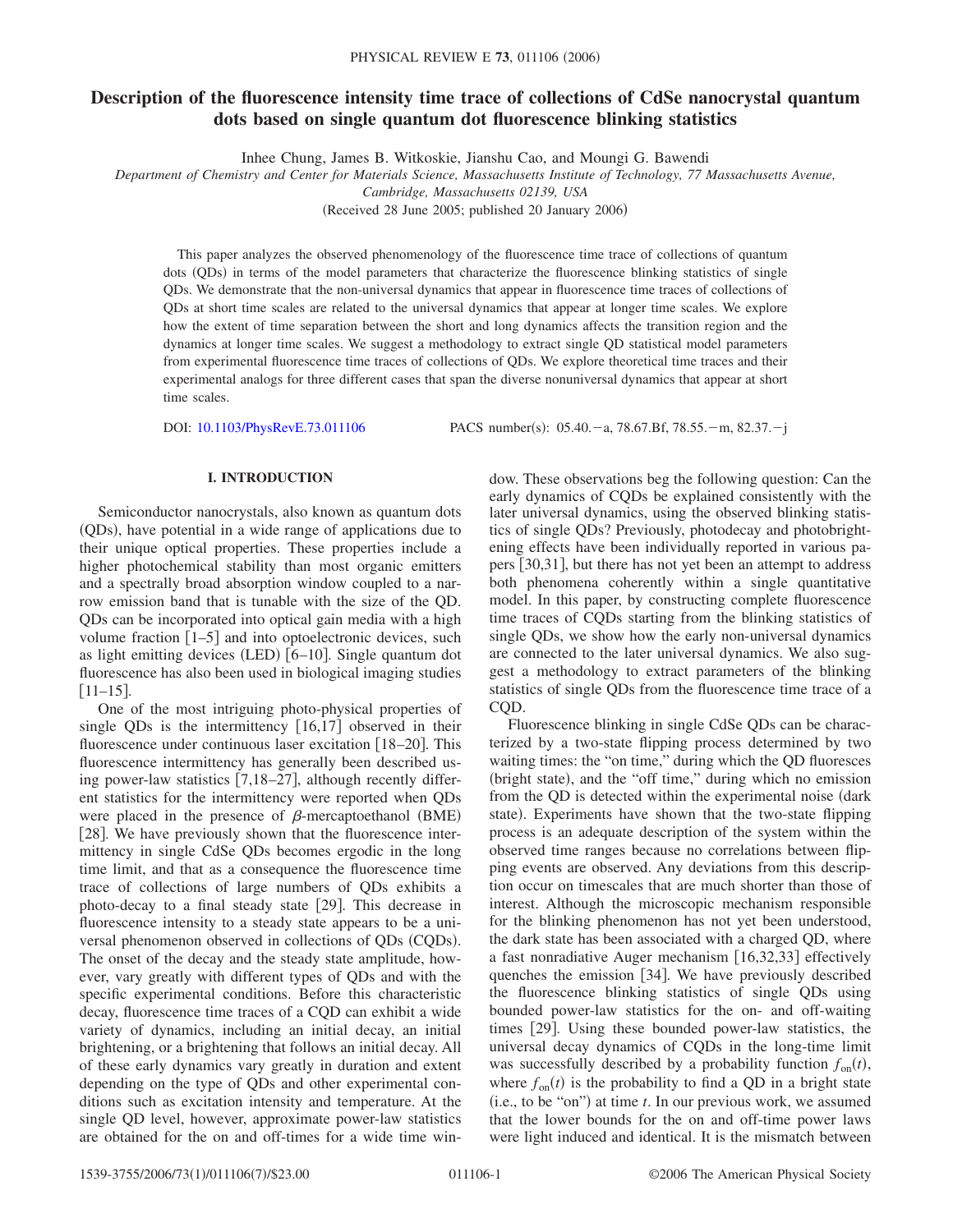# Description of the fluorescence intensity time trace of collections of CdSe nanocrystal quantum dots based on single quantum dot fluorescence blinking statistics

Inhee Chung, James B. Witkoskie, Jianshu Cao, and Moungi G. Bawendi

*Department of Chemistry and Center for Materials Science, Massachusetts Institute of Technology, 77 Massachusetts Avenue, Cambridge, Massachusetts 02139, USA*

(Received 28 June 2005; published 20 January 2006)

This paper analyzes the observed phenomenology of the fluorescence time trace of collections of quantum dots (QDs) in terms of the model parameters that characterize the fluorescence blinking statistics of single QDs. We demonstrate that the non-universal dynamics that appear in fluorescence time traces of collections of QDs at short time scales are related to the universal dynamics that appear at longer time scales. We explore how the extent of time separation between the short and long dynamics affects the transition region and the dynamics at longer time scales. We suggest a methodology to extract single QD statistical model parameters from experimental fluorescence time traces of collections of QDs. We explore theoretical time traces and their experimental analogs for three different cases that span the diverse nonuniversal dynamics that appear at short time scales.

DOI: 10.1103/PhysRevE.73.011106 PACS number(s): 05.40.−a, 78.67.Bf, 78.55.−m, 82.37.−j

## I. INTRODUCTION

Semiconductor nanocrystals, also known as quantum dots (QDs), have potential in a wide range of applications due to their unique optical properties. These properties include a higher photochemical stability than most organic emitters and a spectrally broad absorption window coupled to a narrow emission band that is tunable with the size of the QD. QDs can be incorporated into optical gain media with a high volume fraction [1–5] and into optoelectronic devices, such as light emitting devices (LED) [6–10]. Single quantum dot fluorescence has also been used in biological imaging studies [11–15].

One of the most intriguing photo-physical properties of single QDs is the intermittency [16,17] observed in their fluorescence under continuous laser excitation [18–20]. This fluorescence intermittency has generally been described using power-law statistics [7,18–27], although recently different statistics for the intermittency were reported when QDs were placed in the presence of $\beta$-mercaptoethanol (BME) [28]. We have previously shown that the fluorescence intermittency in single CdSe QDs becomes ergodic in the long time limit, and that as a consequence the fluorescence time trace of collections of large numbers of QDs exhibits a photo-decay to a final steady state [29]. This decrease in fluorescence intensity to a steady state appears to be a universal phenomenon observed in collections of QDs (CQDs). The onset of the decay and the steady state amplitude, however, vary greatly with different types of QDs and with the specific experimental conditions. Before this characteristic decay, fluorescence time traces of a CQD can exhibit a wide variety of dynamics, including an initial decay, an initial brightening, or a brightening that follows an initial decay. All of these early dynamics vary greatly in duration and extent depending on the type of QDs and other experimental conditions such as excitation intensity and temperature. At the single QD level, however, approximate power-law statistics are obtained for the on and off-times for a wide time window. These observations beg the following question: Can the early dynamics of CQDs be explained consistently with the later universal dynamics, using the observed blinking statistics of single QDs? Previously, photodecay and photobrightening effects have been individually reported in various papers [30,31], but there has not yet been an attempt to address both phenomena coherently within a single quantitative model. In this paper, by constructing complete fluorescence time traces of CQDs starting from the blinking statistics of single QDs, we show how the early non-universal dynamics are connected to the later universal dynamics. We also suggest a methodology to extract parameters of the blinking statistics of single QDs from the fluorescence time trace of a CQD.

Fluorescence blinking in single CdSe QDs can be characterized by a two-state flipping process determined by two waiting times: the "on time," during which the QD fluoresces (bright state), and the "off time," during which no emission from the QD is detected within the experimental noise (dark state). Experiments have shown that the two-state flipping process is an adequate description of the system within the observed time ranges because no correlations between flipping events are observed. Any deviations from this description occur on timescales that are much shorter than those of interest. Although the microscopic mechanism responsible for the blinking phenomenon has not yet been understood, the dark state has been associated with a charged QD, where a fast nonradiative Auger mechanism [16,32,33] effectively quenches the emission [34]. We have previously described the fluorescence blinking statistics of single QDs using bounded power-law statistics for the on- and off-waiting times [29]. Using these bounded power-law statistics, the universal decay dynamics of CQDs in the long-time limit was successfully described by a probability function $f_{\mathrm{on}}(t)$, where $f_{\mathrm{on}}(t)$ is the probability to find a QD in a bright state (i.e., to be "on") at time $t$. In our previous work, we assumed that the lower bounds for the on and off-time power laws were light induced and identical. It is the mismatch between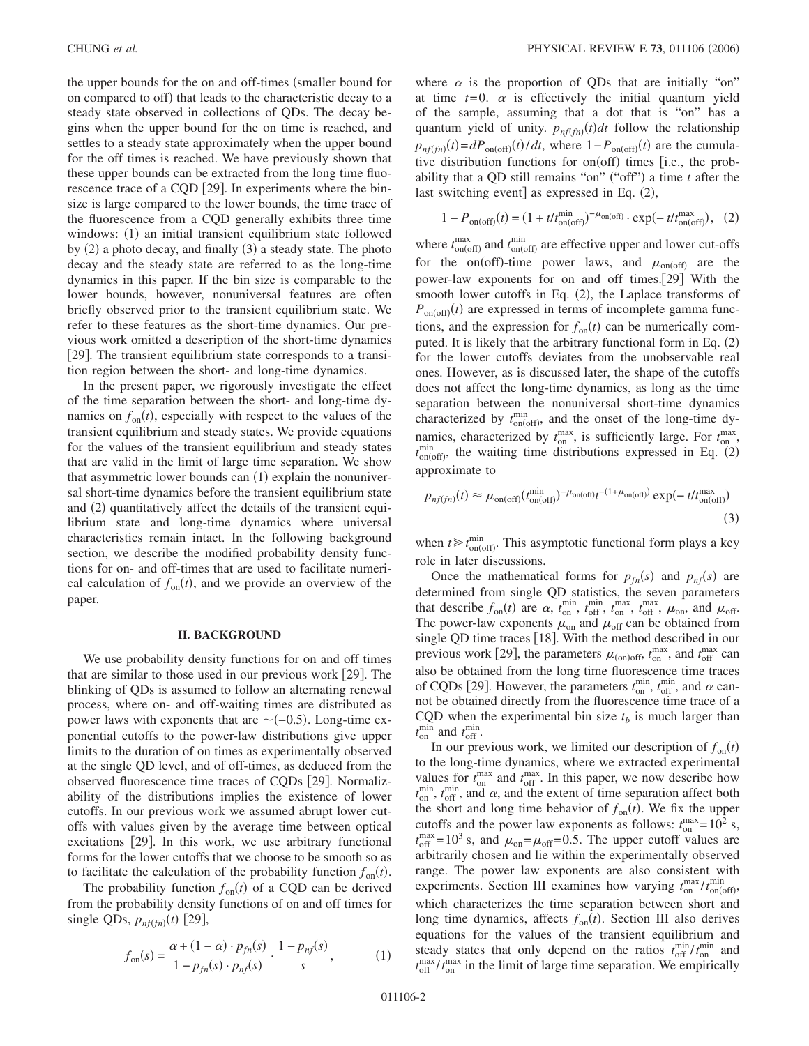the upper bounds for the on and off-times (smaller bound for on compared to off) that leads to the characteristic decay to a steady state observed in collections of QDs. The decay begins when the upper bound for the on time is reached, and settles to a steady state approximately when the upper bound for the off times is reached. We have previously shown that these upper bounds can be extracted from the long time fluorescence trace of a CQD [29]. In experiments where the binsize is large compared to the lower bounds, the time trace of the fluorescence from a CQD generally exhibits three time windows: (1) an initial transient equilibrium state followed by (2) a photo decay, and finally (3) a steady state. The photo decay and the steady state are referred to as the long-time dynamics in this paper. If the bin size is comparable to the lower bounds, however, nonuniversal features are often briefly observed prior to the transient equilibrium state. We refer to these features as the short-time dynamics. Our previous work omitted a description of the short-time dynamics [29]. The transient equilibrium state corresponds to a transition region between the short- and long-time dynamics.

In the present paper, we rigorously investigate the effect of the time separation between the short- and long-time dynamics on $f_{\mathrm{on}}(t)$, especially with respect to the values of the transient equilibrium and steady states. We provide equations for the values of the transient equilibrium and steady states that are valid in the limit of large time separation. We show that asymmetric lower bounds can (1) explain the nonuniversal short-time dynamics before the transient equilibrium state and (2) quantitatively affect the details of the transient equilibrium state and long-time dynamics where universal characteristics remain intact. In the following background section, we describe the modified probability density functions for on- and off-times that are used to facilitate numerical calculation of $f_{\mathrm{on}}(t)$, and we provide an overview of the paper.

## II. BACKGROUND

We use probability density functions for on and off times that are similar to those used in our previous work [29]. The blinking of QDs is assumed to follow an alternating renewal process, where on- and off-waiting times are distributed as power laws with exponents that are $\sim(-0.5)$. Long-time exponential cutoffs to the power-law distributions give upper limits to the duration of on times as experimentally observed at the single QD level, and of off-times, as deduced from the observed fluorescence time traces of CQDs [29]. Normalizability of the distributions implies the existence of lower cutoffs. In our previous work we assumed abrupt lower cutoffs with values given by the average time between optical excitations [29]. In this work, we use arbitrary functional forms for the lower cutoffs that we choose to be smooth so as to facilitate the calculation of the probability function $f_{\mathrm{on}}(t)$.

The probability function $f_{\mathrm{on}}(t)$ of a CQD can be derived from the probability density functions of on and off times for single QDs, $p_{nf(fn)}(t)$ [29],

$$f_{\mathrm{on}}(s) = \frac{\alpha + (1-\alpha)\cdot p_{fn}(s)}{1 - p_{fn}(s)\cdot p_{nf}(s)} \cdot \frac{1 - p_{nf}(s)}{s}, \qquad (1)$$

where $\alpha$ is the proportion of QDs that are initially "on" at time $t=0$. $\alpha$ is effectively the initial quantum yield of the sample, assuming that a dot that is "on" has a quantum yield of unity. $p_{nf(fn)}(t)dt$ follow the relationship $p_{nf(fn)}(t) = dP_{\mathrm{on(off)}}(t)/dt$, where $1-P_{\mathrm{on(off)}}(t)$ are the cumulative distribution functions for on(off) times [i.e., the probability that a QD still remains "on" ("off") a time $t$ after the last switching event] as expressed in Eq. (2),

$$1 - P_{\mathrm{on(off)}}(t) = (1 + t/t_{\mathrm{on(off)}}^{\min})^{-\mu_{\mathrm{on(off)}}} \cdot \exp(-t/t_{\mathrm{on(off)}}^{\max}), \quad (2)$$

where $t_{\mathrm{on(off)}}^{\max}$ and $t_{\mathrm{on(off)}}^{\min}$ are effective upper and lower cut-offs for the on(off)-time power laws, and $\mu_{\mathrm{on(off)}}$ are the power-law exponents for on and off times.[29] With the smooth lower cutoffs in Eq. (2), the Laplace transforms of $P_{\mathrm{on(off)}}(t)$ are expressed in terms of incomplete gamma functions, and the expression for $f_{\mathrm{on}}(t)$ can be numerically computed. It is likely that the arbitrary functional form in Eq. (2) for the lower cutoffs deviates from the unobservable real ones. However, as is discussed later, the shape of the cutoffs does not affect the long-time dynamics, as long as the time separation between the nonuniversal short-time dynamics characterized by $t_{\mathrm{on(off)}}^{\min}$, and the onset of the long-time dynamics, characterized by $t_{\mathrm{on}}^{\max}$, is sufficiently large. For $t_{\mathrm{on}}^{\max}$, $t_{\mathrm{on(off)}}^{\min}$, the waiting time distributions expressed in Eq. (2) approximate to

$$p_{nf(fn)}(t) \approx \mu_{\mathrm{on(off)}}(t_{\mathrm{on(off)}}^{\min})^{-\mu_{\mathrm{on(off)}}} t^{-(1+\mu_{\mathrm{on(off)}})} \exp(-t/t_{\mathrm{on(off)}}^{\max}) \qquad (3)$$

when $t \gg t_{\mathrm{on(off)}}^{\min}$. This asymptotic functional form plays a key role in later discussions.

Once the mathematical forms for $p_{fn}(s)$ and $p_{nf}(s)$ are determined from single QD statistics, the seven parameters that describe $f_{\mathrm{on}}(t)$ are $\alpha$, $t_{\mathrm{on}}^{\min}$, $t_{\mathrm{off}}^{\min}$, $t_{\mathrm{on}}^{\max}$, $t_{\mathrm{off}}^{\max}$, $\mu_{\mathrm{on}}$, and $\mu_{\mathrm{off}}$. The power-law exponents $\mu_{\mathrm{on}}$ and $\mu_{\mathrm{off}}$ can be obtained from single QD time traces [18]. With the method described in our previous work [29], the parameters $\mu_{\mathrm{(on)off}}$, $t_{\mathrm{on}}^{\max}$, and $t_{\mathrm{off}}^{\max}$ can also be obtained from the long time fluorescence time traces of CQDs [29]. However, the parameters $t_{\mathrm{on}}^{\min}$, $t_{\mathrm{off}}^{\min}$, and $\alpha$ cannot be obtained directly from the fluorescence time trace of a CQD when the experimental bin size $t_b$ is much larger than $t_{\mathrm{on}}^{\min}$ and $t_{\mathrm{off}}^{\min}$.

In our previous work, we limited our description of $f_{\mathrm{on}}(t)$ to the long-time dynamics, where we extracted experimental values for $t_{\mathrm{on}}^{\max}$ and $t_{\mathrm{off}}^{\max}$. In this paper, we now describe how $t_{\mathrm{on}}^{\min}$, $t_{\mathrm{off}}^{\min}$, and $\alpha$, and the extent of time separation affect both the short and long time behavior of $f_{\mathrm{on}}(t)$. We fix the upper cutoffs and the power law exponents as follows: $t_{\mathrm{on}}^{\max} = 10^2$ s, $t_{\mathrm{off}}^{\max} = 10^3$ s, and $\mu_{\mathrm{on}} = \mu_{\mathrm{off}} = 0.5$. The upper cutoff values are arbitrarily chosen and lie within the experimentally observed range. The power law exponents are also consistent with experiments. Section III examines how varying $t_{\mathrm{on}}^{\max}/t_{\mathrm{on(off)}}^{\min}$, which characterizes the time separation between short and long time dynamics, affects $f_{\mathrm{on}}(t)$. Section III also derives equations for the values of the transient equilibrium and steady states that only depend on the ratios $t_{\mathrm{off}}^{\min}/t_{\mathrm{on}}^{\min}$ and $t_{\mathrm{off}}^{\max}/t_{\mathrm{on}}^{\max}$ in the limit of large time separation. We empirically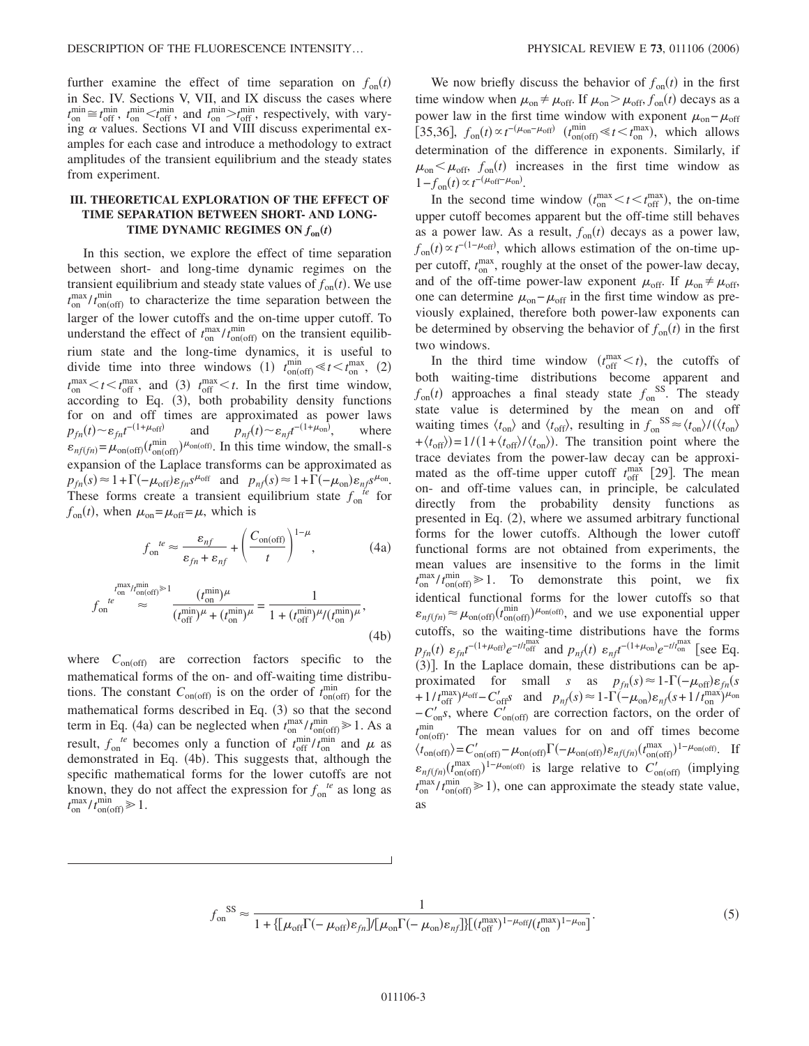further examine the effect of time separation on $f_{\rm on}(t)$ in Sec. IV. Sections V, VII, and IX discuss the cases where $t_{\rm on}^{\rm min} \cong t_{\rm off}^{\rm min}$, $t_{\rm on}^{\rm min} < t_{\rm off}^{\rm min}$, and $t_{\rm on}^{\rm min} > t_{\rm off}^{\rm min}$, respectively, with varying $\alpha$ values. Sections VI and VIII discuss experimental examples for each case and introduce a methodology to extract amplitudes of the transient equilibrium and the steady states from experiment.

## III. THEORETICAL EXPLORATION OF THE EFFECT OF TIME SEPARATION BETWEEN SHORT- AND LONG-TIME DYNAMIC REGIMES ON $f_{\rm on}(t)$

In this section, we explore the effect of time separation between short- and long-time dynamic regimes on the transient equilibrium and steady state values of $f_{\rm on}(t)$. We use $t_{\rm on}^{\rm max}/t_{\rm on(off)}^{\rm min}$ to characterize the time separation between the larger of the lower cutoffs and the on-time upper cutoff. To understand the effect of $t_{\rm on}^{\rm max}/t_{\rm on(off)}^{\rm min}$ on the transient equilibrium state and the long-time dynamics, it is useful to divide time into three windows (1) $t_{\rm on(off)}^{\rm min} \ll t < t_{\rm on}^{\rm max}$, (2) $t_{\rm on}^{\rm max} < t < t_{\rm off}^{\rm max}$, and (3) $t_{\rm off}^{\rm max} < t$. In the first time window, according to Eq. (3), both probability density functions for on and off times are approximated as power laws $p_{fn}(t) \sim \varepsilon_{fn} t^{-(1+\mu_{\rm off})}$ and $p_{nf}(t) \sim \varepsilon_{nf} t^{-(1+\mu_{\rm on})}$, where $\varepsilon_{nf(fn)} = \mu_{\rm on(off)} (t_{\rm on(off)}^{\rm min})^{\mu_{\rm on(off)}}$. In this time window, the small-s expansion of the Laplace transforms can be approximated as $p_{fn}(s) \approx 1 + \Gamma(-\mu_{\rm off}) \varepsilon_{fn} s^{\mu_{\rm off}}$ and $p_{nf}(s) \approx 1 + \Gamma(-\mu_{\rm on}) \varepsilon_{nf} s^{\mu_{\rm on}}$. These forms create a transient equilibrium state $f_{\rm on}^{\;te}$ for $f_{\rm on}(t)$, when $\mu_{\rm on} = \mu_{\rm off} = \mu$, which is

$$f_{\rm on}^{\;te} \approx \frac{\varepsilon_{nf}}{\varepsilon_{fn} + \varepsilon_{nf}} + \left( \frac{C_{\rm on(off)}}{t} \right)^{1-\mu}, \tag{4a}$$

$$f_{\rm on}^{\;te} \overset{t_{\rm on}^{\rm max}/t_{\rm on(off)}^{\rm min} \gg 1}{\approx} \frac{(t_{\rm on}^{\rm min})^{\mu}}{(t_{\rm off}^{\rm min})^{\mu} + (t_{\rm on}^{\rm min})^{\mu}} = \frac{1}{1 + (t_{\rm off}^{\rm min})^{\mu}/(t_{\rm on}^{\rm min})^{\mu}}, \tag{4b}$$

where $C_{\rm on(off)}$ are correction factors specific to the mathematical forms of the on- and off-waiting time distributions. The constant $C_{\rm on(off)}$ is on the order of $t_{\rm on(off)}^{\rm min}$ for the mathematical forms described in Eq. (3) so that the second term in Eq. (4a) can be neglected when $t_{\rm on}^{\rm max}/t_{\rm on(off)}^{\rm min} \gg 1$. As a result, $f_{\rm on}^{\;te}$ becomes only a function of $t_{\rm off}^{\rm min}/t_{\rm on}^{\rm min}$ and $\mu$ as demonstrated in Eq. (4b). This suggests that, although the specific mathematical forms for the lower cutoffs are not known, they do not affect the expression for $f_{\rm on}^{\;te}$ as long as $t_{\rm on}^{\rm max}/t_{\rm on(off)}^{\rm min} \gg 1$.

We now briefly discuss the behavior of $f_{\rm on}(t)$ in the first time window when $\mu_{\rm on} \neq \mu_{\rm off}$. If $\mu_{\rm on} > \mu_{\rm off}$, $f_{\rm on}(t)$ decays as a power law in the first time window with exponent $\mu_{\rm on} - \mu_{\rm off}$ [35,36], $f_{\rm on}(t) \propto t^{-(\mu_{\rm on} - \mu_{\rm off})}$ $(t_{\rm on(off)}^{\rm min} \ll t < t_{\rm on}^{\rm max})$, which allows determination of the difference in exponents. Similarly, if $\mu_{\rm on} < \mu_{\rm off}$, $f_{\rm on}(t)$ increases in the first time window as $1 - f_{\rm on}(t) \propto t^{-(\mu_{\rm off} - \mu_{\rm on})}$.

In the second time window $(t_{\rm on}^{\rm max} < t < t_{\rm off}^{\rm max})$, the on-time upper cutoff becomes apparent but the off-time still behaves as a power law. As a result, $f_{\rm on}(t)$ decays as a power law, $f_{\rm on}(t) \propto t^{-(1-\mu_{\rm off})}$, which allows estimation of the on-time upper cutoff, $t_{\rm on}^{\rm max}$, roughly at the onset of the power-law decay, and of the off-time power-law exponent $\mu_{\rm off}$. If $\mu_{\rm on} \neq \mu_{\rm off}$, one can determine $\mu_{\rm on} - \mu_{\rm off}$ in the first time window as previously explained, therefore both power-law exponents can be determined by observing the behavior of $f_{\rm on}(t)$ in the first two windows.

In the third time window $(t_{\rm off}^{\rm max} < t)$, the cutoffs of both waiting-time distributions become apparent and $f_{\rm on}(t)$ approaches a final steady state $f_{\rm on}^{\;\rm SS}$. The steady state value is determined by the mean on and off waiting times $\langle t_{\rm on} \rangle$ and $\langle t_{\rm off} \rangle$, resulting in $f_{\rm on}^{\;\rm SS} \approx \langle t_{\rm on} \rangle / (\langle t_{\rm on} \rangle + \langle t_{\rm off} \rangle) = 1/(1 + \langle t_{\rm off} \rangle / \langle t_{\rm on} \rangle)$. The transition point where the trace deviates from the power-law decay can be approximated as the off-time upper cutoff $t_{\rm off}^{\rm max}$ [29]. The mean on- and off-time values can, in principle, be calculated directly from the probability density functions as presented in Eq. (2), where we assumed arbitrary functional forms for the lower cutoffs. Although the lower cutoff functional forms are not obtained from experiments, the mean values are insensitive to the forms in the limit $t_{\rm on}^{\rm max}/t_{\rm on(off)}^{\rm min} \gg 1$. To demonstrate this point, we fix identical functional forms for the lower cutoffs so that $\varepsilon_{nf(fn)} \approx \mu_{\rm on(off)} (t_{\rm on(off)}^{\rm min})^{\mu_{\rm on(off)}}$, and we use exponential upper cutoffs, so the waiting-time distributions have the forms $p_{fn}(t)\ \varepsilon_{fn} t^{-(1+\mu_{\rm off})} e^{-t/t_{\rm off}^{\rm max}}$ and $p_{nf}(t)\ \varepsilon_{nf} t^{-(1+\mu_{\rm on})} e^{-t/t_{\rm on}^{\rm max}}$ [see Eq. (3)]. In the Laplace domain, these distributions can be approximated for small $s$ as $p_{fn}(s) \approx 1 - \Gamma(-\mu_{\rm off}) \varepsilon_{fn} (s + 1/t_{\rm off}^{\rm max})^{\mu_{\rm off}} - C_{\rm off}' s$ and $p_{nf}(s) \approx 1 - \Gamma(-\mu_{\rm on}) \varepsilon_{nf} (s + 1/t_{\rm on}^{\rm max})^{\mu_{\rm on}} - C_{\rm on}' s$, where $C_{\rm on(off)}'$ are correction factors, on the order of $t_{\rm on(off)}^{\rm min}$. The mean values for on and off times become $\langle t_{\rm on(off)} \rangle = C_{\rm on(off)}' - \mu_{\rm on(off)} \Gamma(-\mu_{\rm on(off)}) \varepsilon_{nf(fn)} (t_{\rm on(off)}^{\rm max})^{1-\mu_{\rm on(off)}}$. If $\varepsilon_{nf(fn)} (t_{\rm on(off)}^{\rm max})^{1-\mu_{\rm on(off)}}$ is large relative to $C_{\rm on(off)}'$ (implying $t_{\rm on}^{\rm max}/t_{\rm on(off)}^{\rm min} \gg 1$), one can approximate the steady state value, as

$$f_{\rm on}^{\;\rm SS} \approx \frac{1}{1 + \{[\mu_{\rm off} \Gamma(-\mu_{\rm off}) \varepsilon_{fn}]/[\mu_{\rm on} \Gamma(-\mu_{\rm on}) \varepsilon_{nf}]\}[(t_{\rm off}^{\rm max})^{1-\mu_{\rm off}}/(t_{\rm on}^{\rm max})^{1-\mu_{\rm on}}]}. \tag{5}$$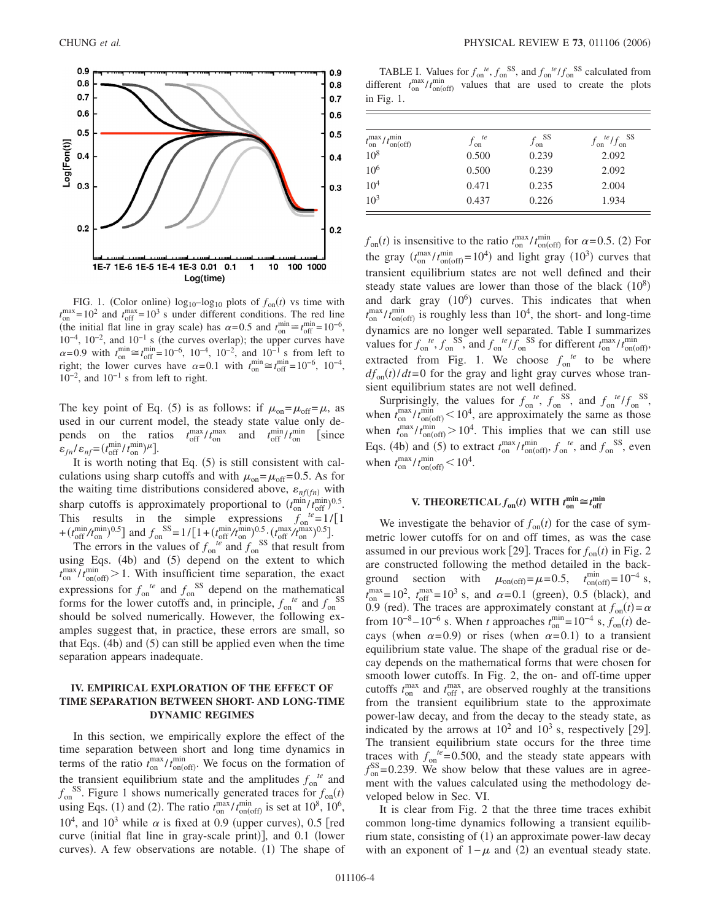FIG. 1. (Color online) $\log_{10}$–$\log_{10}$ plots of $f_{\rm on}(t)$ vs time with $t_{\rm on}^{\rm max}=10^2$ and $t_{\rm off}^{\rm max}=10^3$ s under different conditions. The red line (the initial flat line in gray scale) has $\alpha=0.5$ and $t_{\rm on}^{\rm min}\cong t_{\rm off}^{\rm min}=10^{-6}$, $10^{-4}$, $10^{-2}$, and $10^{-1}$ s (the curves overlap); the upper curves have $\alpha=0.9$ with $t_{\rm on}^{\rm min}\cong t_{\rm off}^{\rm min}=10^{-6}$, $10^{-4}$, $10^{-2}$, and $10^{-1}$ s from left to right; the lower curves have $\alpha=0.1$ with $t_{\rm on}^{\rm min}\cong t_{\rm off}^{\rm min}=10^{-6}$, $10^{-4}$, $10^{-2}$, and $10^{-1}$ s from left to right.

The key point of Eq. (5) is as follows: if $\mu_{\rm on}=\mu_{\rm off}=\mu$, as used in our current model, the steady state value only depends on the ratios $t_{\rm off}^{\rm max}/t_{\rm on}^{\rm max}$ and $t_{\rm off}^{\rm min}/t_{\rm on}^{\rm min}$ [since $\varepsilon_{fn}/\varepsilon_{nf}=(t_{\rm off}^{\rm min}/t_{\rm on}^{\rm min})^{\mu}$].

It is worth noting that Eq. (5) is still consistent with calculations using sharp cutoffs and with $\mu_{\rm on}=\mu_{\rm off}=0.5$. As for the waiting time distributions considered above, $\varepsilon_{nf(fn)}$ with sharp cutoffs is approximately proportional to $(t_{\rm on}^{\rm min}/t_{\rm off}^{\rm min})^{0.5}$. This results in the simple expressions $f_{\rm on}^{\ te}=1/[1+(t_{\rm off}^{\rm min}/t_{\rm on}^{\rm min})^{0.5}]$ and $f_{\rm on}^{\rm SS}=1/[1+(t_{\rm off}^{\rm min}/t_{\rm on}^{\rm min})^{0.5}\cdot(t_{\rm off}^{\rm max}/t_{\rm on}^{\rm max})^{0.5}]$.

The errors in the values of $f_{\rm on}^{\ te}$ and $f_{\rm on}^{\rm SS}$ that result from using Eqs. (4b) and (5) depend on the extent to which $t_{\rm on}^{\rm max}/t_{\rm on(off)}^{\rm min}>1$. With insufficient time separation, the exact expressions for $f_{\rm on}^{\ te}$ and $f_{\rm on}^{\rm SS}$ depend on the mathematical forms for the lower cutoffs and, in principle, $f_{\rm on}^{\ te}$ and $f_{\rm on}^{\rm SS}$ should be solved numerically. However, the following examples suggest that, in practice, these errors are small, so that Eqs. (4b) and (5) can still be applied even when the time separation appears inadequate.

## IV. EMPIRICAL EXPLORATION OF THE EFFECT OF TIME SEPARATION BETWEEN SHORT- AND LONG-TIME DYNAMIC REGIMES

In this section, we empirically explore the effect of the time separation between short and long time dynamics in terms of the ratio $t_{\rm on}^{\rm max}/t_{\rm on(off)}^{\rm min}$. We focus on the formation of the transient equilibrium state and the amplitudes $f_{\rm on}^{\ te}$ and $f_{\rm on}^{\rm SS}$. Figure 1 shows numerically generated traces for $f_{\rm on}(t)$ using Eqs. (1) and (2). The ratio $t_{\rm on}^{\rm max}/t_{\rm on(off)}^{\rm min}$ is set at $10^8$, $10^6$, $10^4$, and $10^3$ while $\alpha$ is fixed at 0.9 (upper curves), 0.5 [red curve (initial flat line in gray-scale print)], and 0.1 (lower curves). A few observations are notable. (1) The shape of $f_{\rm on}(t)$ is insensitive to the ratio $t_{\rm on}^{\rm max}/t_{\rm on(off)}^{\rm min}$ for $\alpha=0.5$. (2) For the gray ($t_{\rm on}^{\rm max}/t_{\rm on(off)}^{\rm min}=10^4$) and light gray ($10^3$) curves that transient equilibrium states are not well defined and their steady state values are lower than those of the black ($10^8$) and dark gray ($10^6$) curves. This indicates that when $t_{\rm on}^{\rm max}/t_{\rm on(off)}^{\rm min}$ is roughly less than $10^4$, the short- and long-time dynamics are no longer well separated. Table I summarizes values for $f_{\rm on}^{\ te}$, $f_{\rm on}^{\rm SS}$, and $f_{\rm on}^{\ te}/f_{\rm on}^{\rm SS}$ for different $t_{\rm on}^{\rm max}/t_{\rm on(off)}^{\rm min}$, extracted from Fig. 1. We choose $f_{\rm on}^{\ te}$ to be where $df_{\rm on}(t)/dt=0$ for the gray and light gray curves whose transient equilibrium states are not well defined.

TABLE I. Values for $f_{\rm on}^{\ te}$, $f_{\rm on}^{\rm SS}$, and $f_{\rm on}^{\ te}/f_{\rm on}^{\rm SS}$ calculated from different $t_{\rm on}^{\rm max}/t_{\rm on(off)}^{\rm min}$ values that are used to create the plots in Fig. 1.

| $t_{\rm on}^{\rm max}/t_{\rm on(off)}^{\rm min}$ | $f_{\rm on}^{\ te}$ | $f_{\rm on}^{\rm SS}$ | $f_{\rm on}^{\ te}/f_{\rm on}^{\rm SS}$ |
|---|---|---|---|
| $10^8$ | 0.500 | 0.239 | 2.092 |
| $10^6$ | 0.500 | 0.239 | 2.092 |
| $10^4$ | 0.471 | 0.235 | 2.004 |
| $10^3$ | 0.437 | 0.226 | 1.934 |

Surprisingly, the values for $f_{\rm on}^{\ te}$, $f_{\rm on}^{\rm SS}$, and $f_{\rm on}^{\ te}/f_{\rm on}^{\rm SS}$, when $t_{\rm on}^{\rm max}/t_{\rm on(off)}^{\rm min}<10^4$, are approximately the same as those when $t_{\rm on}^{\rm max}/t_{\rm on(off)}^{\rm min}>10^4$. This implies that we can still use Eqs. (4b) and (5) to extract $t_{\rm on}^{\rm max}/t_{\rm on(off)}^{\rm min}$, $f_{\rm on}^{\ te}$, and $f_{\rm on}^{\rm SS}$, even when $t_{\rm on}^{\rm max}/t_{\rm on(off)}^{\rm min}<10^4$.

## V. THEORETICAL $f_{\rm on}(t)$ WITH $t_{\rm on}^{\rm min}\cong t_{\rm off}^{\rm min}$

We investigate the behavior of $f_{\rm on}(t)$ for the case of symmetric lower cutoffs for on and off times, as was the case assumed in our previous work [29]. Traces for $f_{\rm on}(t)$ in Fig. 2 are constructed following the method detailed in the background section with $\mu_{\rm on(off)}=\mu=0.5$, $t_{\rm on(off)}^{\rm min}=10^{-4}$ s, $t_{\rm on}^{\rm max}=10^2$, $t_{\rm off}^{\rm max}=10^3$ s, and $\alpha=0.1$ (green), 0.5 (black), and 0.9 (red). The traces are approximately constant at $f_{\rm on}(t)=\alpha$ from $10^{-8}$–$10^{-6}$ s. When $t$ approaches $t_{\rm on}^{\rm min}=10^{-4}$ s, $f_{\rm on}(t)$ decays (when $\alpha=0.9$) or rises (when $\alpha=0.1$) to a transient equilibrium state value. The shape of the gradual rise or decay depends on the mathematical forms that were chosen for smooth lower cutoffs. In Fig. 2, the on- and off-time upper cutoffs $t_{\rm on}^{\rm max}$ and $t_{\rm off}^{\rm max}$, are observed roughly at the transitions from the transient equilibrium state to the approximate power-law decay, and from the decay to the steady state, as indicated by the arrows at $10^2$ and $10^3$ s, respectively [29]. The transient equilibrium state occurs for the three time traces with $f_{\rm on}^{\ te}=0.500$, and the steady state appears with $f_{\rm on}^{\rm SS}=0.239$. We show below that these values are in agreement with the values calculated using the methodology developed below in Sec. VI.

It is clear from Fig. 2 that the three time traces exhibit common long-time dynamics following a transient equilibrium state, consisting of (1) an approximate power-law decay with an exponent of $1-\mu$ and (2) an eventual steady state.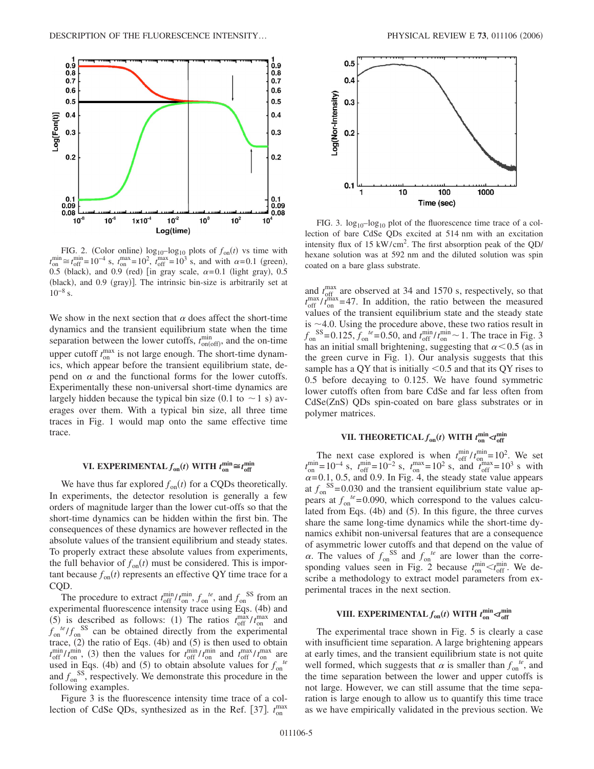FIG. 2. (Color online) $\log_{10}$–$\log_{10}$ plots of $f_{on}(t)$ vs time with $t_{on}^{min} \cong t_{off}^{min} = 10^{-4}$ s, $t_{on}^{max} = 10^{2}$, $t_{off}^{max} = 10^{3}$ s, and with $\alpha = 0.1$ (green), 0.5 (black), and 0.9 (red) [in gray scale, $\alpha = 0.1$ (light gray), 0.5 (black), and 0.9 (gray)]. The intrinsic bin-size is arbitrarily set at $10^{-8}$ s.

We show in the next section that $\alpha$ does affect the short-time dynamics and the transient equilibrium state when the time separation between the lower cutoffs, $t_{on(off)}^{min}$, and the on-time upper cutoff $t_{on}^{max}$ is not large enough. The short-time dynamics, which appear before the transient equilibrium state, depend on $\alpha$ and the functional forms for the lower cutoffs. Experimentally these non-universal short-time dynamics are largely hidden because the typical bin size (0.1 to $\sim$1 s) averages over them. With a typical bin size, all three time traces in Fig. 1 would map onto the same effective time trace.

## VI. EXPERIMENTAL $f_{on}(t)$ WITH $t_{on}^{min} \cong t_{off}^{min}$

We have thus far explored $f_{on}(t)$ for a CQDs theoretically. In experiments, the detector resolution is generally a few orders of magnitude larger than the lower cut-offs so that the short-time dynamics can be hidden within the first bin. The consequences of these dynamics are however reflected in the absolute values of the transient equilibrium and steady states. To properly extract these absolute values from experiments, the full behavior of $f_{on}(t)$ must be considered. This is important because $f_{on}(t)$ represents an effective QY time trace for a CQD.

The procedure to extract $t_{off}^{min}/t_{on}^{min}$, $f_{on}{}^{te}$, and $f_{on}{}^{SS}$ from an experimental fluorescence intensity trace using Eqs. (4b) and (5) is described as follows: (1) The ratios $t_{off}^{max}/t_{on}^{max}$ and $f_{on}{}^{te}/f_{on}{}^{SS}$ can be obtained directly from the experimental trace, (2) the ratio of Eqs. (4b) and (5) is then used to obtain $t_{off}^{min}/t_{on}^{min}$, (3) then the values for $t_{off}^{min}/t_{on}^{min}$ and $t_{off}^{max}/t_{on}^{max}$ are used in Eqs. (4b) and (5) to obtain absolute values for $f_{on}{}^{te}$ and $f_{on}{}^{SS}$, respectively. We demonstrate this procedure in the following examples.

Figure 3 is the fluorescence intensity time trace of a collection of CdSe QDs, synthesized as in the Ref. [37]. $t_{on}^{max}$ and $t_{off}^{max}$ are observed at 34 and 1570 s, respectively, so that $t_{off}^{max}/t_{on}^{max} = 47$. In addition, the ratio between the measured values of the transient equilibrium state and the steady state is $\sim$4.0. Using the procedure above, these two ratios result in $f_{on}{}^{SS} = 0.125$, $f_{on}{}^{te} = 0.50$, and $t_{off}^{min}/t_{on}^{min} \sim 1$. The trace in Fig. 3 has an initial small brightening, suggesting that $\alpha < 0.5$ (as in the green curve in Fig. 1). Our analysis suggests that this sample has a QY that is initially $<0.5$ and that its QY rises to 0.5 before decaying to 0.125. We have found symmetric lower cutoffs often from bare CdSe and far less often from CdSe(ZnS) QDs spin-coated on bare glass substrates or in polymer matrices.

FIG. 3. $\log_{10}$–$\log_{10}$ plot of the fluorescence time trace of a collection of bare CdSe QDs excited at 514 nm with an excitation intensity flux of 15 kW/cm$^2$. The first absorption peak of the QD/hexane solution was at 592 nm and the diluted solution was spin coated on a bare glass substrate.

## VII. THEORETICAL $f_{on}(t)$ WITH $t_{on}^{min} < t_{off}^{min}$

The next case explored is when $t_{off}^{min}/t_{on}^{min} = 10^{2}$. We set $t_{on}^{min} = 10^{-4}$ s, $t_{off}^{min} = 10^{-2}$ s, $t_{on}^{max} = 10^{2}$ s, and $t_{off}^{max} = 10^{3}$ s with $\alpha = 0.1$, 0.5, and 0.9. In Fig. 4, the steady state value appears at $f_{on}{}^{SS} = 0.030$ and the transient equilibrium state value appears at $f_{on}{}^{te} = 0.090$, which correspond to the values calculated from Eqs. (4b) and (5). In this figure, the three curves share the same long-time dynamics while the short-time dynamics exhibit non-universal features that are a consequence of asymmetric lower cutoffs and that depend on the value of $\alpha$. The values of $f_{on}{}^{SS}$ and $f_{on}{}^{te}$ are lower than the corresponding values seen in Fig. 2 because $t_{on}^{min} < t_{off}^{min}$. We describe a methodology to extract model parameters from experimental traces in the next section.

## VIII. EXPERIMENTAL $f_{on}(t)$ WITH $t_{on}^{min} < t_{off}^{min}$

The experimental trace shown in Fig. 5 is clearly a case with insufficient time separation. A large brightening appears at early times, and the transient equilibrium state is not quite well formed, which suggests that $\alpha$ is smaller than $f_{on}{}^{te}$, and the time separation between the lower and upper cutoffs is not large. However, we can still assume that the time separation is large enough to allow us to quantify this time trace as we have empirically validated in the previous section. We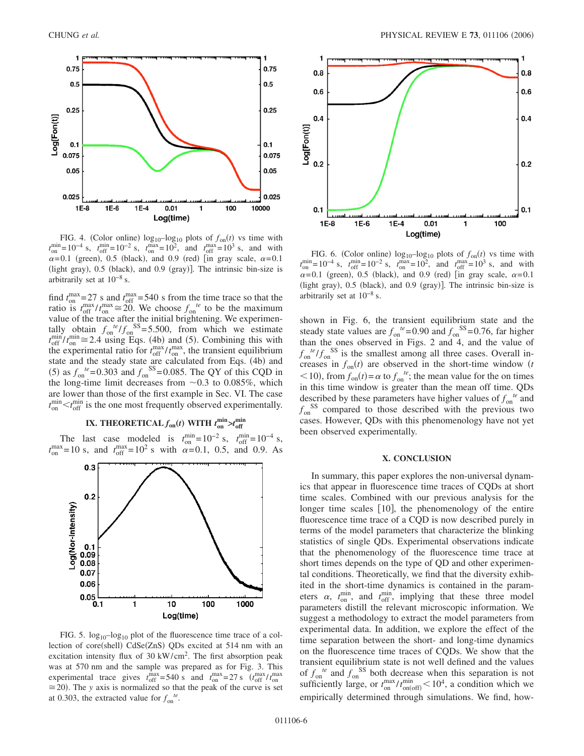FIG. 4. (Color online) $\log_{10}$–$\log_{10}$ plots of $f_{on}(t)$ vs time with $t_{on}^{min}=10^{-4}$ s, $t_{off}^{min}=10^{-2}$ s, $t_{on}^{max}=10^{2}$, and $t_{off}^{max}=10^{3}$ s, and with $\alpha=0.1$ (green), 0.5 (black), and 0.9 (red) [in gray scale, $\alpha=0.1$ (light gray), 0.5 (black), and 0.9 (gray)]. The intrinsic bin-size is arbitrarily set at $10^{-8}$ s.

find $t_{on}^{max}=27$ s and $t_{off}^{max}=540$ s from the time trace so that the ratio is $t_{off}^{max}/t_{on}^{max}\cong 20$. We choose $f_{on}^{\ te}$ to be the maximum value of the trace after the initial brightening. We experimentally obtain $f_{on}^{\ te}/f_{on}^{\ SS}=5.500$, from which we estimate $t_{off}^{min}/t_{on}^{min}\cong 2.4$ using Eqs. (4b) and (5). Combining this with the experimental ratio for $t_{off}^{max}/t_{on}^{max}$, the transient equilibrium state and the steady state are calculated from Eqs. (4b) and (5) as $f_{on}^{\ te}=0.303$ and $f_{on}^{\ SS}=0.085$. The QY of this CQD in the long-time limit decreases from ~0.3 to 0.085%, which are lower than those of the first example in Sec. VI. The case $t_{on}^{min}<t_{off}^{min}$ is the one most frequently observed experimentally.

## IX. THEORETICAL $f_{on}(t)$ WITH $t_{on}^{min}>t_{off}^{min}$

The last case modeled is $t_{on}^{min}=10^{-2}$ s, $t_{off}^{min}=10^{-4}$ s, $t_{on}^{max}=10$ s, and $t_{off}^{max}=10^{2}$ s with $\alpha=0.1$, 0.5, and 0.9. As shown in Fig. 6, the transient equilibrium state and the steady state values are $f_{on}^{\ te}=0.90$ and $f_{on}^{\ SS}=0.76$, far higher than the ones observed in Figs. 2 and 4, and the value of $f_{on}^{\ te}/f_{on}^{\ SS}$ is the smallest among all three cases. Overall increases in $f_{on}(t)$ are observed in the short-time window ($t<10$), from $f_{on}(t)=\alpha$ to $f_{on}^{\ te}$; the mean value for the on times in this time window is greater than the mean off time. QDs described by these parameters have higher values of $f_{on}^{\ te}$ and $f_{on}^{\ SS}$ compared to those described with the previous two cases. However, QDs with this phenomenology have not yet been observed experimentally.

FIG. 5. $\log_{10}$–$\log_{10}$ plot of the fluorescence time trace of a collection of core(shell) CdSe(ZnS) QDs excited at 514 nm with an excitation intensity flux of 30 kW/cm$^2$. The first absorption peak was at 570 nm and the sample was prepared as for Fig. 3. This experimental trace gives $t_{off}^{max}=540$ s and $t_{on}^{max}=27$ s ($t_{off}^{max}/t_{on}^{max}\cong 20$). The $y$ axis is normalized so that the peak of the curve is set at 0.303, the extracted value for $f_{on}^{\ te}$.

FIG. 6. (Color online) $\log_{10}$–$\log_{10}$ plots of $f_{on}(t)$ vs time with $t_{on}^{min}=10^{-4}$ s, $t_{off}^{min}=10^{-2}$ s, $t_{on}^{max}=10^{2}$, and $t_{off}^{max}=10^{3}$ s, and with $\alpha=0.1$ (green), 0.5 (black), and 0.9 (red) [in gray scale, $\alpha=0.1$ (light gray), 0.5 (black), and 0.9 (gray)]. The intrinsic bin-size is arbitrarily set at $10^{-8}$ s.

## X. CONCLUSION

In summary, this paper explores the non-universal dynamics that appear in fluorescence time traces of CQDs at short time scales. Combined with our previous analysis for the longer time scales [10], the phenomenology of the entire fluorescence time trace of a CQD is now described purely in terms of the model parameters that characterize the blinking statistics of single QDs. Experimental observations indicate that the phenomenology of the fluorescence time trace at short times depends on the type of QD and other experimental conditions. Theoretically, we find that the diversity exhibited in the short-time dynamics is contained in the parameters $\alpha$, $t_{on}^{min}$, and $t_{off}^{min}$, implying that these three model parameters distill the relevant microscopic information. We suggest a methodology to extract the model parameters from experimental data. In addition, we explore the effect of the time separation between the short- and long-time dynamics on the fluorescence time traces of CQDs. We show that the transient equilibrium state is not well defined and the values of $f_{on}^{\ te}$ and $f_{on}^{\ SS}$ both decrease when this separation is not sufficiently large, or $t_{on}^{max}/t_{on(off)}^{min}<10^{4}$, a condition which we empirically determined through simulations. We find, how-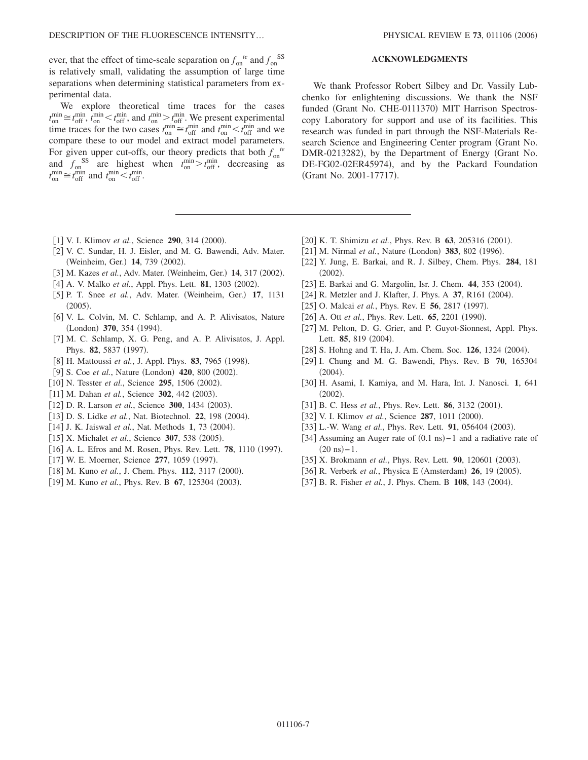ever, that the effect of time-scale separation on $f_{\mathrm{on}}{}^{te}$ and $f_{\mathrm{on}}{}^{\mathrm{SS}}$ is relatively small, validating the assumption of large time separations when determining statistical parameters from experimental data.

We explore theoretical time traces for the cases $t_{\mathrm{on}}^{\mathrm{min}} \cong t_{\mathrm{off}}^{\mathrm{min}}$, $t_{\mathrm{on}}^{\mathrm{min}} < t_{\mathrm{off}}^{\mathrm{min}}$, and $t_{\mathrm{on}}^{\mathrm{min}} > t_{\mathrm{off}}^{\mathrm{min}}$. We present experimental time traces for the two cases $t_{\mathrm{on}}^{\mathrm{min}} \cong t_{\mathrm{off}}^{\mathrm{min}}$ and $t_{\mathrm{on}}^{\mathrm{min}} < t_{\mathrm{off}}^{\mathrm{min}}$ and we compare these to our model and extract model parameters. For given upper cut-offs, our theory predicts that both $f_{\mathrm{on}}{}^{te}$ and $f_{\mathrm{on}}{}^{\mathrm{SS}}$ are highest when $t_{\mathrm{on}}^{\mathrm{min}} > t_{\mathrm{off}}^{\mathrm{min}}$, decreasing as $t_{\mathrm{on}}^{\mathrm{min}} \cong t_{\mathrm{off}}^{\mathrm{min}}$ and $t_{\mathrm{on}}^{\mathrm{min}} < t_{\mathrm{off}}^{\mathrm{min}}$.

## ACKNOWLEDGMENTS

We thank Professor Robert Silbey and Dr. Vassily Lubchenko for enlightening discussions. We thank the NSF funded (Grant No. CHE-0111370) MIT Harrison Spectroscopy Laboratory for support and use of its facilities. This research was funded in part through the NSF-Materials Research Science and Engineering Center program (Grant No. DMR-0213282), by the Department of Energy (Grant No. DE-FG02-02ER45974), and by the Packard Foundation (Grant No. 2001-17717).

---

[1] V. I. Klimov *et al.*, Science **290**, 314 (2000).
[2] V. C. Sundar, H. J. Eisler, and M. G. Bawendi, Adv. Mater. (Weinheim, Ger.) **14**, 739 (2002).
[3] M. Kazes *et al.*, Adv. Mater. (Weinheim, Ger.) **14**, 317 (2002).
[4] A. V. Malko *et al.*, Appl. Phys. Lett. **81**, 1303 (2002).
[5] P. T. Snee *et al.*, Adv. Mater. (Weinheim, Ger.) **17**, 1131 (2005).
[6] V. L. Colvin, M. C. Schlamp, and A. P. Alivisatos, Nature (London) **370**, 354 (1994).
[7] M. C. Schlamp, X. G. Peng, and A. P. Alivisatos, J. Appl. Phys. **82**, 5837 (1997).
[8] H. Mattoussi *et al.*, J. Appl. Phys. **83**, 7965 (1998).
[9] S. Coe *et al.*, Nature (London) **420**, 800 (2002).
[10] N. Tesster *et al.*, Science **295**, 1506 (2002).
[11] M. Dahan *et al.*, Science **302**, 442 (2003).
[12] D. R. Larson *et al.*, Science **300**, 1434 (2003).
[13] D. S. Lidke *et al.*, Nat. Biotechnol. **22**, 198 (2004).
[14] J. K. Jaiswal *et al.*, Nat. Methods **1**, 73 (2004).
[15] X. Michalet *et al.*, Science **307**, 538 (2005).
[16] A. L. Efros and M. Rosen, Phys. Rev. Lett. **78**, 1110 (1997).
[17] W. E. Moerner, Science **277**, 1059 (1997).
[18] M. Kuno *et al.*, J. Chem. Phys. **112**, 3117 (2000).
[19] M. Kuno *et al.*, Phys. Rev. B **67**, 125304 (2003).
[20] K. T. Shimizu *et al.*, Phys. Rev. B **63**, 205316 (2001).
[21] M. Nirmal *et al.*, Nature (London) **383**, 802 (1996).
[22] Y. Jung, E. Barkai, and R. J. Silbey, Chem. Phys. **284**, 181 (2002).
[23] E. Barkai and G. Margolin, Isr. J. Chem. **44**, 353 (2004).
[24] R. Metzler and J. Klafter, J. Phys. A **37**, R161 (2004).
[25] O. Malcai *et al.*, Phys. Rev. E **56**, 2817 (1997).
[26] A. Ott *et al.*, Phys. Rev. Lett. **65**, 2201 (1990).
[27] M. Pelton, D. G. Grier, and P. Guyot-Sionnest, Appl. Phys. Lett. **85**, 819 (2004).
[28] S. Hohng and T. Ha, J. Am. Chem. Soc. **126**, 1324 (2004).
[29] I. Chung and M. G. Bawendi, Phys. Rev. B **70**, 165304 (2004).
[30] H. Asami, I. Kamiya, and M. Hara, Int. J. Nanosci. **1**, 641 (2002).
[31] B. C. Hess *et al.*, Phys. Rev. Lett. **86**, 3132 (2001).
[32] V. I. Klimov *et al.*, Science **287**, 1011 (2000).
[33] L.-W. Wang *et al.*, Phys. Rev. Lett. **91**, 056404 (2003).
[34] Assuming an Auger rate of $(0.1\ \mathrm{ns})-1$ and a radiative rate of $(20\ \mathrm{ns})-1$.
[35] X. Brokmann *et al.*, Phys. Rev. Lett. **90**, 120601 (2003).
[36] R. Verberk *et al.*, Physica E (Amsterdam) **26**, 19 (2005).
[37] B. R. Fisher *et al.*, J. Phys. Chem. B **108**, 143 (2004).